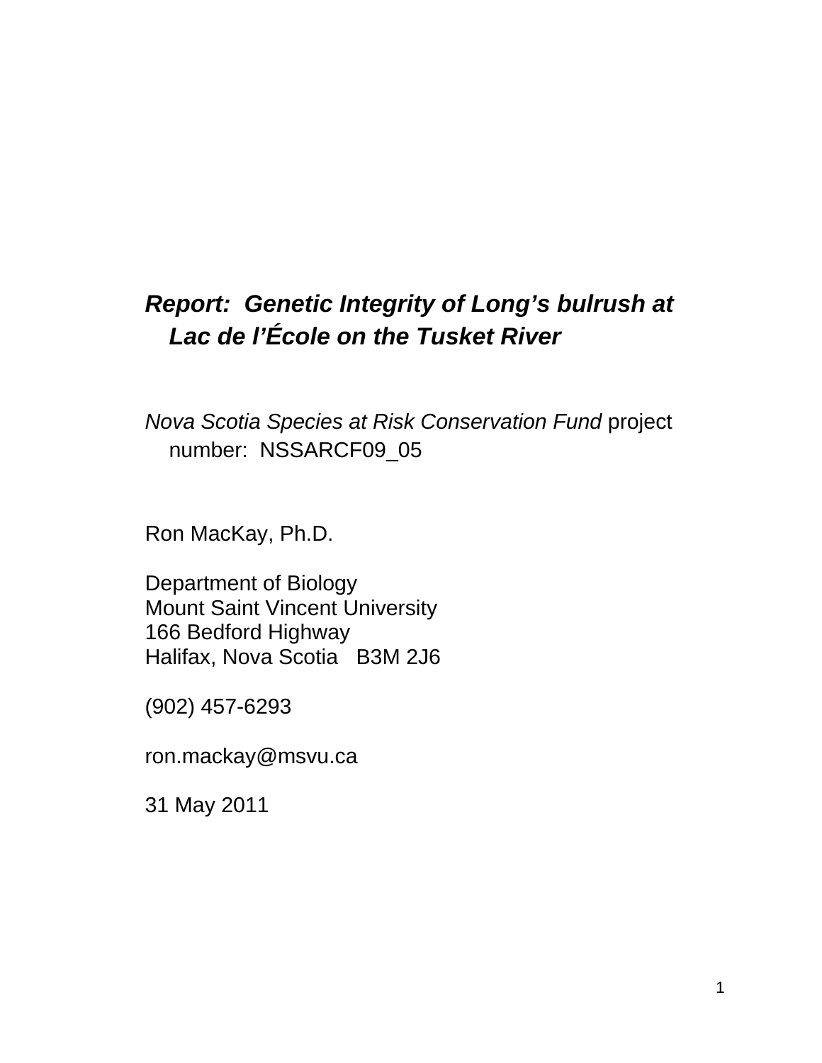# ***Report: Genetic Integrity of Long's bulrush at Lac de l'École on the Tusket River***

*Nova Scotia Species at Risk Conservation Fund* project number: NSSARCF09_05

Ron MacKay, Ph.D.

Department of Biology
Mount Saint Vincent University
166 Bedford Highway
Halifax, Nova Scotia B3M 2J6

(902) 457-6293

ron.mackay@msvu.ca

31 May 2011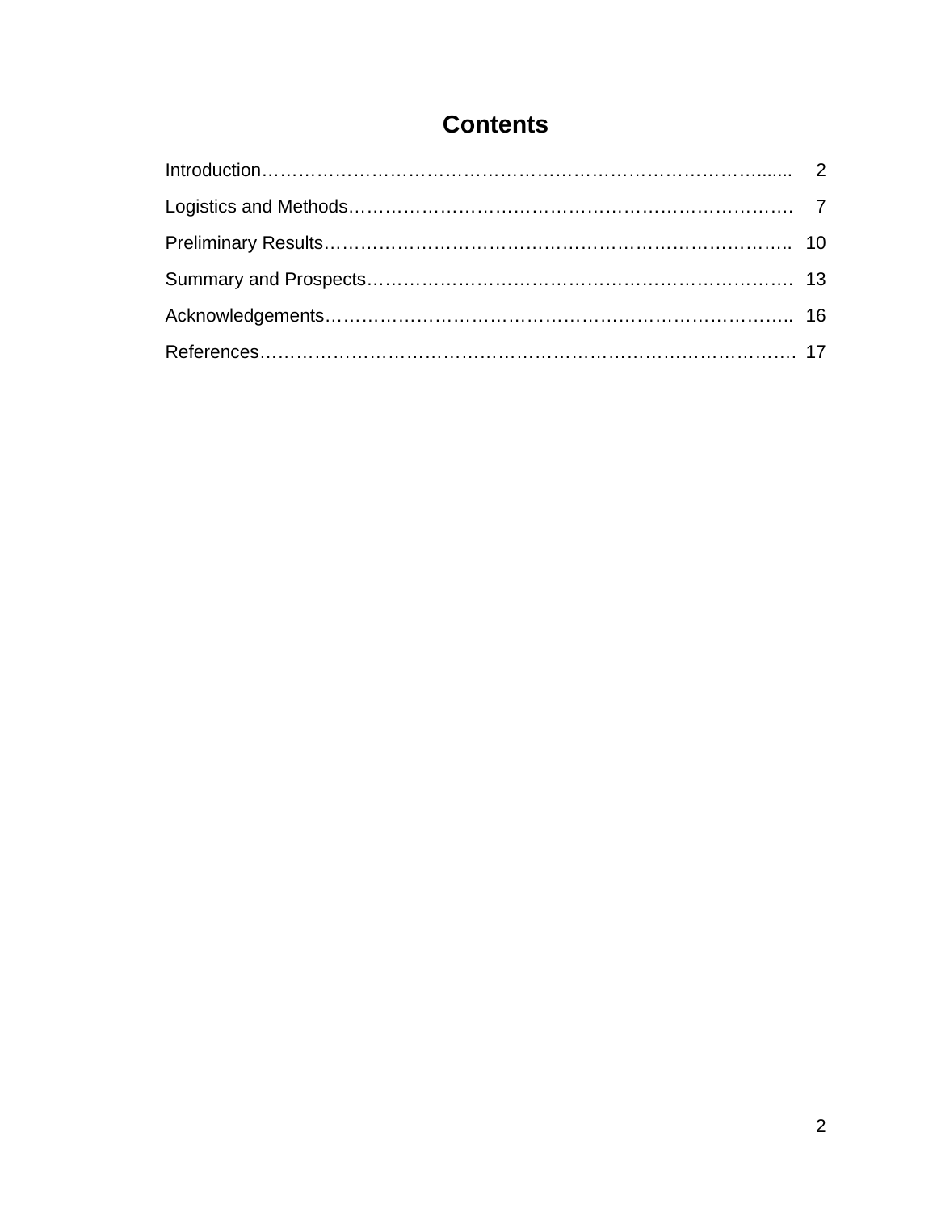# Contents

| | |
|---|---|
| Introduction | 2 |
| Logistics and Methods | 7 |
| Preliminary Results | 10 |
| Summary and Prospects | 13 |
| Acknowledgements | 16 |
| References | 17 |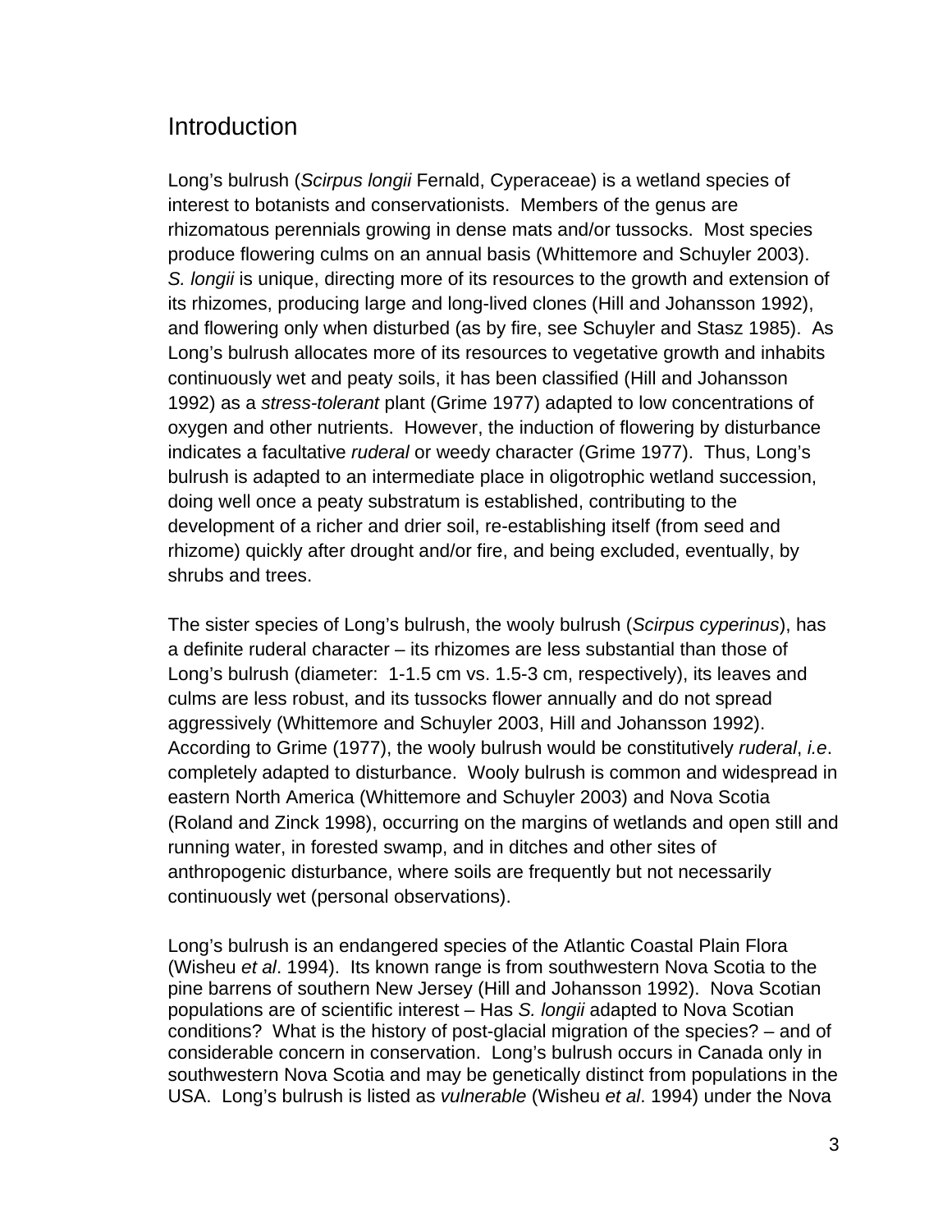# Introduction

Long's bulrush (*Scirpus longii* Fernald, Cyperaceae) is a wetland species of interest to botanists and conservationists. Members of the genus are rhizomatous perennials growing in dense mats and/or tussocks. Most species produce flowering culms on an annual basis (Whittemore and Schuyler 2003). *S. longii* is unique, directing more of its resources to the growth and extension of its rhizomes, producing large and long-lived clones (Hill and Johansson 1992), and flowering only when disturbed (as by fire, see Schuyler and Stasz 1985). As Long's bulrush allocates more of its resources to vegetative growth and inhabits continuously wet and peaty soils, it has been classified (Hill and Johansson 1992) as a *stress-tolerant* plant (Grime 1977) adapted to low concentrations of oxygen and other nutrients. However, the induction of flowering by disturbance indicates a facultative *ruderal* or weedy character (Grime 1977). Thus, Long's bulrush is adapted to an intermediate place in oligotrophic wetland succession, doing well once a peaty substratum is established, contributing to the development of a richer and drier soil, re-establishing itself (from seed and rhizome) quickly after drought and/or fire, and being excluded, eventually, by shrubs and trees.

The sister species of Long's bulrush, the wooly bulrush (*Scirpus cyperinus*), has a definite ruderal character – its rhizomes are less substantial than those of Long's bulrush (diameter: 1-1.5 cm vs. 1.5-3 cm, respectively), its leaves and culms are less robust, and its tussocks flower annually and do not spread aggressively (Whittemore and Schuyler 2003, Hill and Johansson 1992). According to Grime (1977), the wooly bulrush would be constitutively *ruderal*, *i.e*. completely adapted to disturbance. Wooly bulrush is common and widespread in eastern North America (Whittemore and Schuyler 2003) and Nova Scotia (Roland and Zinck 1998), occurring on the margins of wetlands and open still and running water, in forested swamp, and in ditches and other sites of anthropogenic disturbance, where soils are frequently but not necessarily continuously wet (personal observations).

Long's bulrush is an endangered species of the Atlantic Coastal Plain Flora (Wisheu *et al*. 1994). Its known range is from southwestern Nova Scotia to the pine barrens of southern New Jersey (Hill and Johansson 1992). Nova Scotian populations are of scientific interest – Has *S. longii* adapted to Nova Scotian conditions? What is the history of post-glacial migration of the species? – and of considerable concern in conservation. Long's bulrush occurs in Canada only in southwestern Nova Scotia and may be genetically distinct from populations in the USA. Long's bulrush is listed as *vulnerable* (Wisheu *et al*. 1994) under the Nova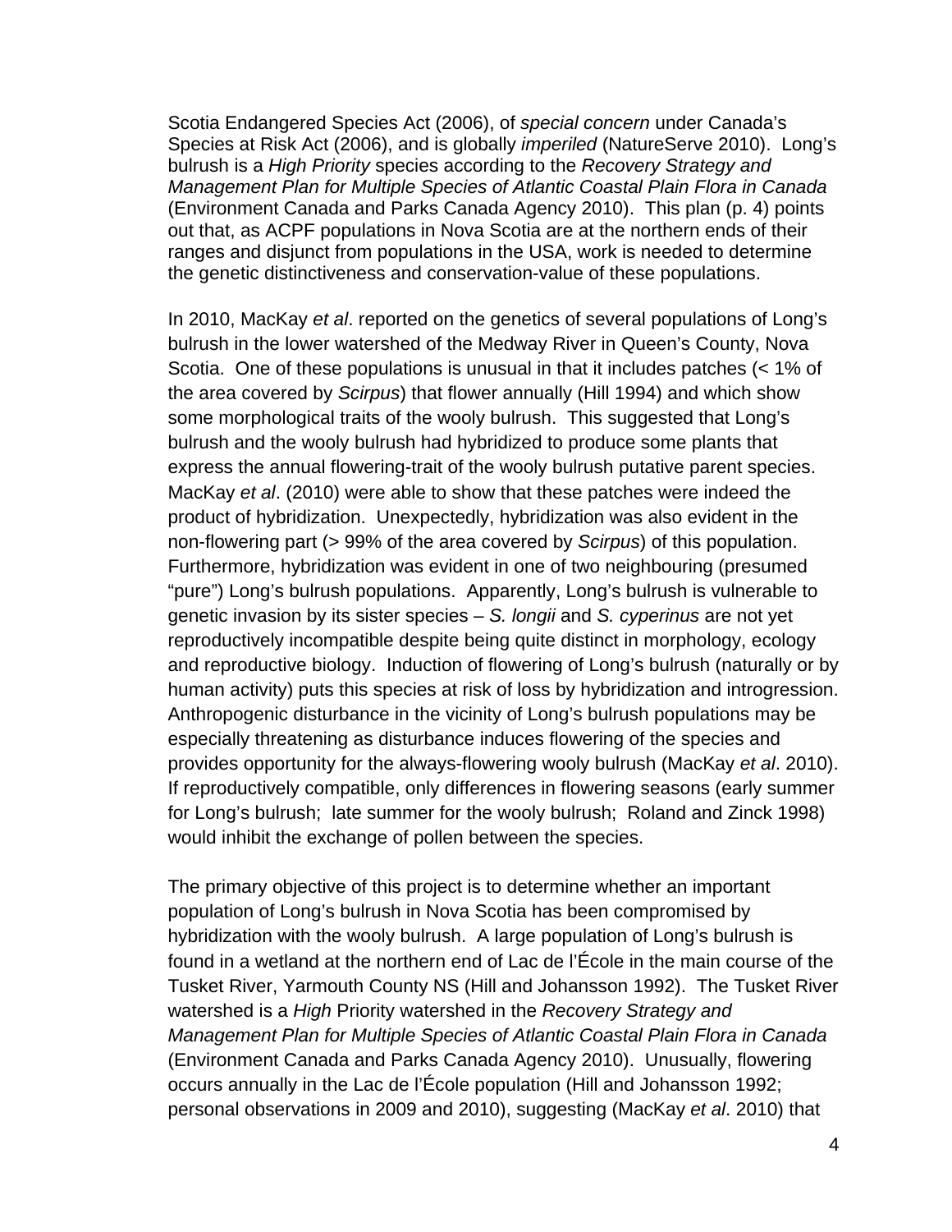Scotia Endangered Species Act (2006), of *special concern* under Canada's Species at Risk Act (2006), and is globally *imperiled* (NatureServe 2010). Long's bulrush is a *High Priority* species according to the *Recovery Strategy and Management Plan for Multiple Species of Atlantic Coastal Plain Flora in Canada* (Environment Canada and Parks Canada Agency 2010). This plan (p. 4) points out that, as ACPF populations in Nova Scotia are at the northern ends of their ranges and disjunct from populations in the USA, work is needed to determine the genetic distinctiveness and conservation-value of these populations.

In 2010, MacKay *et al*. reported on the genetics of several populations of Long's bulrush in the lower watershed of the Medway River in Queen's County, Nova Scotia. One of these populations is unusual in that it includes patches (< 1% of the area covered by *Scirpus*) that flower annually (Hill 1994) and which show some morphological traits of the wooly bulrush. This suggested that Long's bulrush and the wooly bulrush had hybridized to produce some plants that express the annual flowering-trait of the wooly bulrush putative parent species. MacKay *et al*. (2010) were able to show that these patches were indeed the product of hybridization. Unexpectedly, hybridization was also evident in the non-flowering part (> 99% of the area covered by *Scirpus*) of this population. Furthermore, hybridization was evident in one of two neighbouring (presumed "pure") Long's bulrush populations. Apparently, Long's bulrush is vulnerable to genetic invasion by its sister species – *S. longii* and *S. cyperinus* are not yet reproductively incompatible despite being quite distinct in morphology, ecology and reproductive biology. Induction of flowering of Long's bulrush (naturally or by human activity) puts this species at risk of loss by hybridization and introgression. Anthropogenic disturbance in the vicinity of Long's bulrush populations may be especially threatening as disturbance induces flowering of the species and provides opportunity for the always-flowering wooly bulrush (MacKay *et al*. 2010). If reproductively compatible, only differences in flowering seasons (early summer for Long's bulrush; late summer for the wooly bulrush; Roland and Zinck 1998) would inhibit the exchange of pollen between the species.

The primary objective of this project is to determine whether an important population of Long's bulrush in Nova Scotia has been compromised by hybridization with the wooly bulrush. A large population of Long's bulrush is found in a wetland at the northern end of Lac de l'École in the main course of the Tusket River, Yarmouth County NS (Hill and Johansson 1992). The Tusket River watershed is a *High* Priority watershed in the *Recovery Strategy and Management Plan for Multiple Species of Atlantic Coastal Plain Flora in Canada* (Environment Canada and Parks Canada Agency 2010). Unusually, flowering occurs annually in the Lac de l'École population (Hill and Johansson 1992; personal observations in 2009 and 2010), suggesting (MacKay *et al*. 2010) that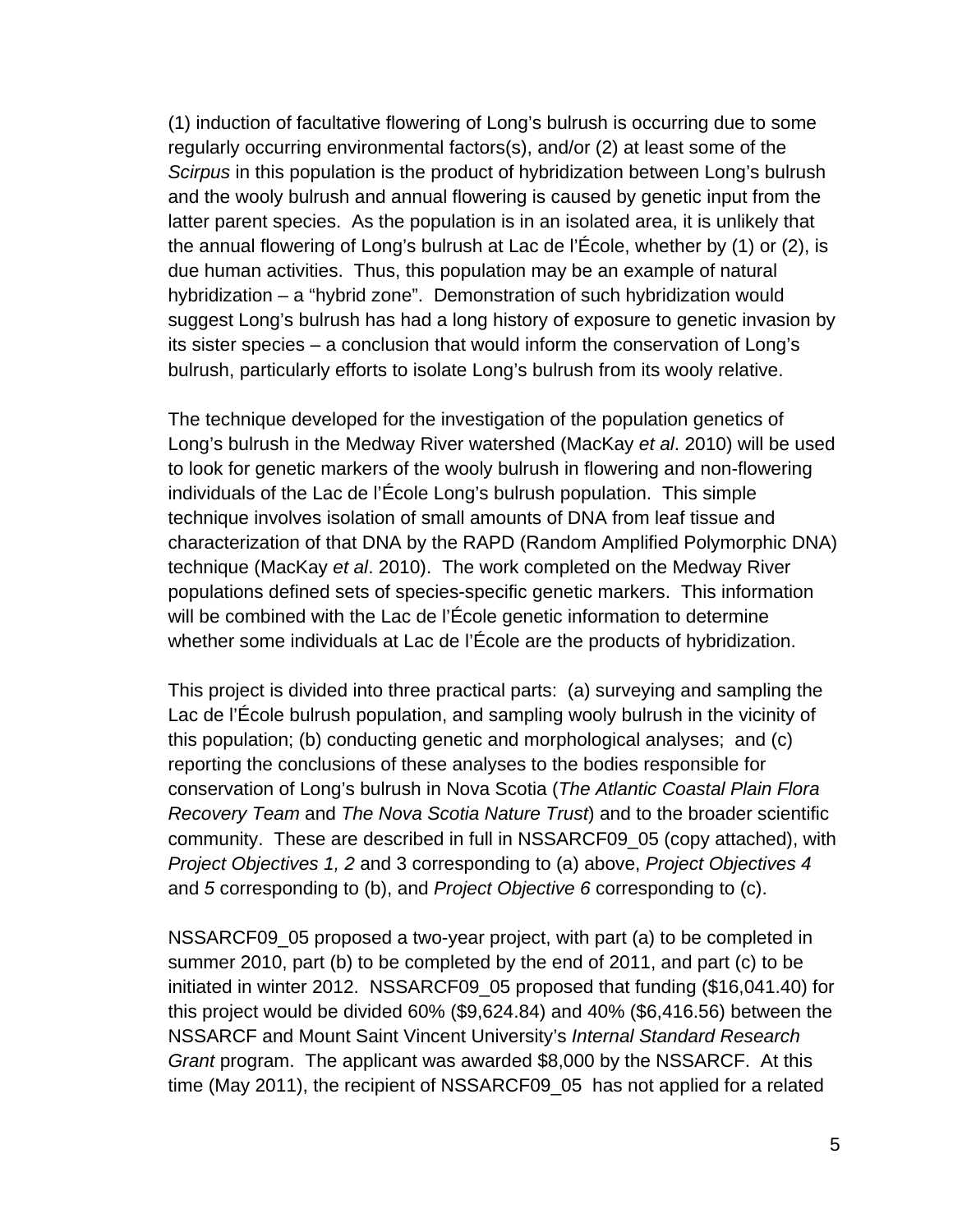(1) induction of facultative flowering of Long's bulrush is occurring due to some regularly occurring environmental factors(s), and/or (2) at least some of the *Scirpus* in this population is the product of hybridization between Long's bulrush and the wooly bulrush and annual flowering is caused by genetic input from the latter parent species. As the population is in an isolated area, it is unlikely that the annual flowering of Long's bulrush at Lac de l'École, whether by (1) or (2), is due human activities. Thus, this population may be an example of natural hybridization – a "hybrid zone". Demonstration of such hybridization would suggest Long's bulrush has had a long history of exposure to genetic invasion by its sister species – a conclusion that would inform the conservation of Long's bulrush, particularly efforts to isolate Long's bulrush from its wooly relative.

The technique developed for the investigation of the population genetics of Long's bulrush in the Medway River watershed (MacKay *et al*. 2010) will be used to look for genetic markers of the wooly bulrush in flowering and non-flowering individuals of the Lac de l'École Long's bulrush population. This simple technique involves isolation of small amounts of DNA from leaf tissue and characterization of that DNA by the RAPD (Random Amplified Polymorphic DNA) technique (MacKay *et al*. 2010). The work completed on the Medway River populations defined sets of species-specific genetic markers. This information will be combined with the Lac de l'École genetic information to determine whether some individuals at Lac de l'École are the products of hybridization.

This project is divided into three practical parts: (a) surveying and sampling the Lac de l'École bulrush population, and sampling wooly bulrush in the vicinity of this population; (b) conducting genetic and morphological analyses; and (c) reporting the conclusions of these analyses to the bodies responsible for conservation of Long's bulrush in Nova Scotia (*The Atlantic Coastal Plain Flora Recovery Team* and *The Nova Scotia Nature Trust*) and to the broader scientific community. These are described in full in NSSARCF09_05 (copy attached), with *Project Objectives 1, 2* and 3 corresponding to (a) above, *Project Objectives 4* and *5* corresponding to (b), and *Project Objective 6* corresponding to (c).

NSSARCF09_05 proposed a two-year project, with part (a) to be completed in summer 2010, part (b) to be completed by the end of 2011, and part (c) to be initiated in winter 2012. NSSARCF09_05 proposed that funding ($16,041.40) for this project would be divided 60% ($9,624.84) and 40% ($6,416.56) between the NSSARCF and Mount Saint Vincent University's *Internal Standard Research Grant* program. The applicant was awarded $8,000 by the NSSARCF. At this time (May 2011), the recipient of NSSARCF09_05 has not applied for a related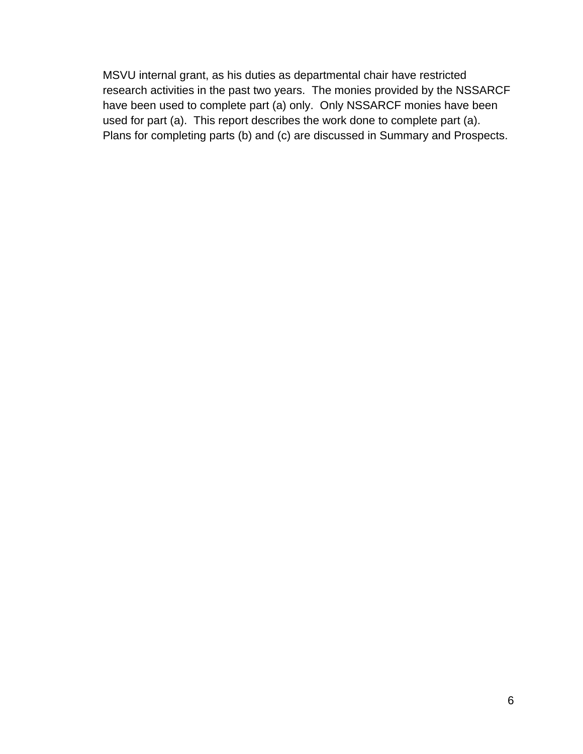MSVU internal grant, as his duties as departmental chair have restricted research activities in the past two years. The monies provided by the NSSARCF have been used to complete part (a) only. Only NSSARCF monies have been used for part (a). This report describes the work done to complete part (a). Plans for completing parts (b) and (c) are discussed in Summary and Prospects.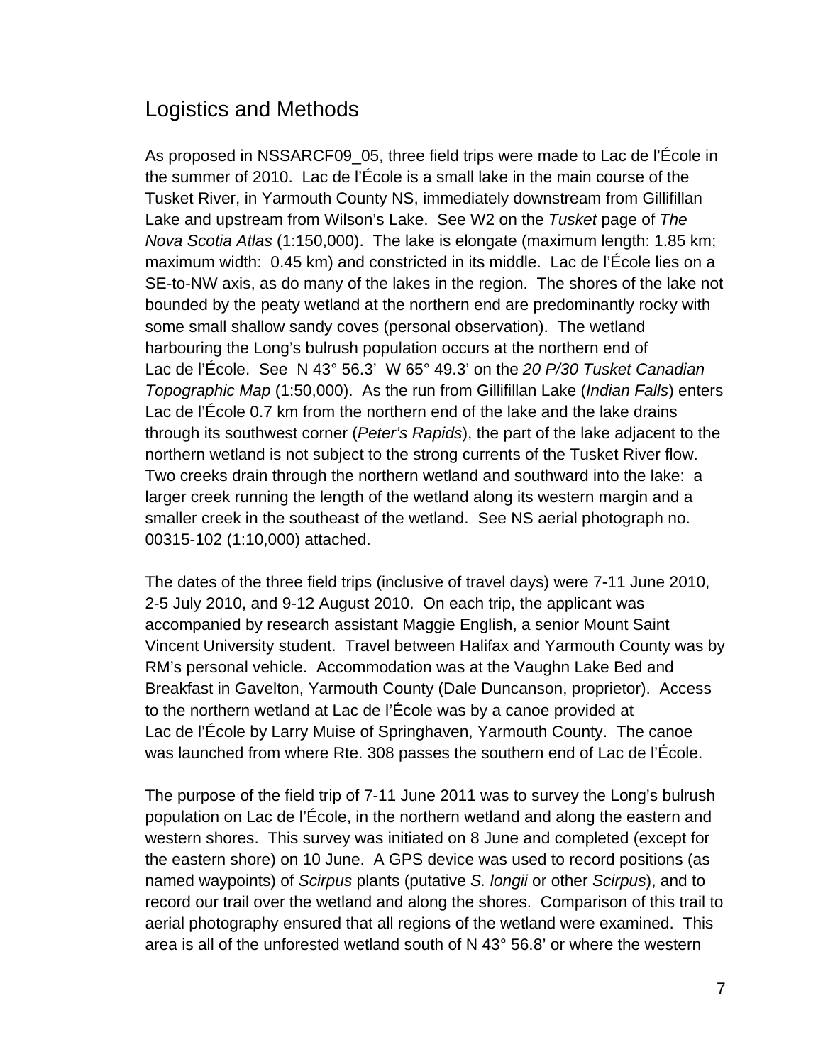## Logistics and Methods

As proposed in NSSARCF09_05, three field trips were made to Lac de l'École in the summer of 2010. Lac de l'École is a small lake in the main course of the Tusket River, in Yarmouth County NS, immediately downstream from Gillifillan Lake and upstream from Wilson's Lake. See W2 on the *Tusket* page of *The Nova Scotia Atlas* (1:150,000). The lake is elongate (maximum length: 1.85 km; maximum width: 0.45 km) and constricted in its middle. Lac de l'École lies on a SE-to-NW axis, as do many of the lakes in the region. The shores of the lake not bounded by the peaty wetland at the northern end are predominantly rocky with some small shallow sandy coves (personal observation). The wetland harbouring the Long's bulrush population occurs at the northern end of Lac de l'École. See N 43° 56.3' W 65° 49.3' on the *20 P/30 Tusket Canadian Topographic Map* (1:50,000). As the run from Gillifillan Lake (*Indian Falls*) enters Lac de l'École 0.7 km from the northern end of the lake and the lake drains through its southwest corner (*Peter's Rapids*), the part of the lake adjacent to the northern wetland is not subject to the strong currents of the Tusket River flow. Two creeks drain through the northern wetland and southward into the lake: a larger creek running the length of the wetland along its western margin and a smaller creek in the southeast of the wetland. See NS aerial photograph no. 00315-102 (1:10,000) attached.

The dates of the three field trips (inclusive of travel days) were 7-11 June 2010, 2-5 July 2010, and 9-12 August 2010. On each trip, the applicant was accompanied by research assistant Maggie English, a senior Mount Saint Vincent University student. Travel between Halifax and Yarmouth County was by RM's personal vehicle. Accommodation was at the Vaughn Lake Bed and Breakfast in Gavelton, Yarmouth County (Dale Duncanson, proprietor). Access to the northern wetland at Lac de l'École was by a canoe provided at Lac de l'École by Larry Muise of Springhaven, Yarmouth County. The canoe was launched from where Rte. 308 passes the southern end of Lac de l'École.

The purpose of the field trip of 7-11 June 2011 was to survey the Long's bulrush population on Lac de l'École, in the northern wetland and along the eastern and western shores. This survey was initiated on 8 June and completed (except for the eastern shore) on 10 June. A GPS device was used to record positions (as named waypoints) of *Scirpus* plants (putative *S. longii* or other *Scirpus*), and to record our trail over the wetland and along the shores. Comparison of this trail to aerial photography ensured that all regions of the wetland were examined. This area is all of the unforested wetland south of N 43° 56.8' or where the western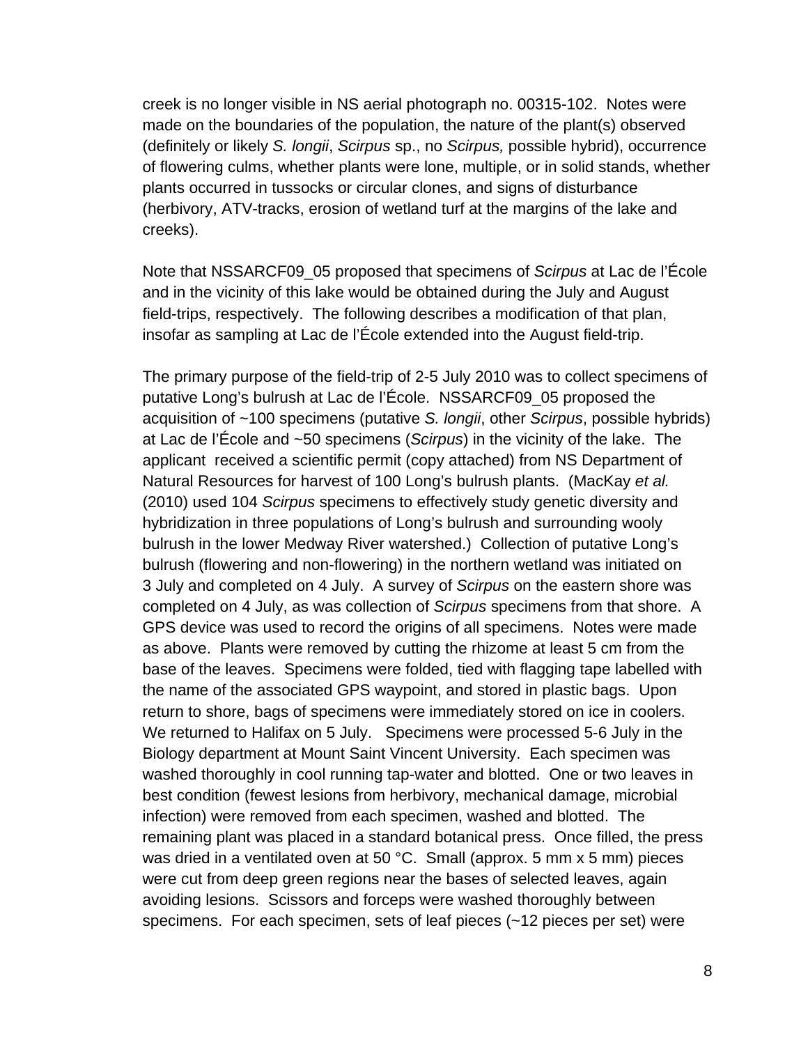creek is no longer visible in NS aerial photograph no. 00315-102. Notes were made on the boundaries of the population, the nature of the plant(s) observed (definitely or likely *S. longii*, *Scirpus* sp., no *Scirpus,* possible hybrid), occurrence of flowering culms, whether plants were lone, multiple, or in solid stands, whether plants occurred in tussocks or circular clones, and signs of disturbance (herbivory, ATV-tracks, erosion of wetland turf at the margins of the lake and creeks).

Note that NSSARCF09_05 proposed that specimens of *Scirpus* at Lac de l'École and in the vicinity of this lake would be obtained during the July and August field-trips, respectively. The following describes a modification of that plan, insofar as sampling at Lac de l'École extended into the August field-trip.

The primary purpose of the field-trip of 2-5 July 2010 was to collect specimens of putative Long's bulrush at Lac de l'École. NSSARCF09_05 proposed the acquisition of ~100 specimens (putative *S. longii*, other *Scirpus*, possible hybrids) at Lac de l'École and ~50 specimens (*Scirpus*) in the vicinity of the lake. The applicant received a scientific permit (copy attached) from NS Department of Natural Resources for harvest of 100 Long's bulrush plants. (MacKay *et al.* (2010) used 104 *Scirpus* specimens to effectively study genetic diversity and hybridization in three populations of Long's bulrush and surrounding wooly bulrush in the lower Medway River watershed.) Collection of putative Long's bulrush (flowering and non-flowering) in the northern wetland was initiated on 3 July and completed on 4 July. A survey of *Scirpus* on the eastern shore was completed on 4 July, as was collection of *Scirpus* specimens from that shore. A GPS device was used to record the origins of all specimens. Notes were made as above. Plants were removed by cutting the rhizome at least 5 cm from the base of the leaves. Specimens were folded, tied with flagging tape labelled with the name of the associated GPS waypoint, and stored in plastic bags. Upon return to shore, bags of specimens were immediately stored on ice in coolers. We returned to Halifax on 5 July. Specimens were processed 5-6 July in the Biology department at Mount Saint Vincent University. Each specimen was washed thoroughly in cool running tap-water and blotted. One or two leaves in best condition (fewest lesions from herbivory, mechanical damage, microbial infection) were removed from each specimen, washed and blotted. The remaining plant was placed in a standard botanical press. Once filled, the press was dried in a ventilated oven at 50 °C. Small (approx. 5 mm x 5 mm) pieces were cut from deep green regions near the bases of selected leaves, again avoiding lesions. Scissors and forceps were washed thoroughly between specimens. For each specimen, sets of leaf pieces (~12 pieces per set) were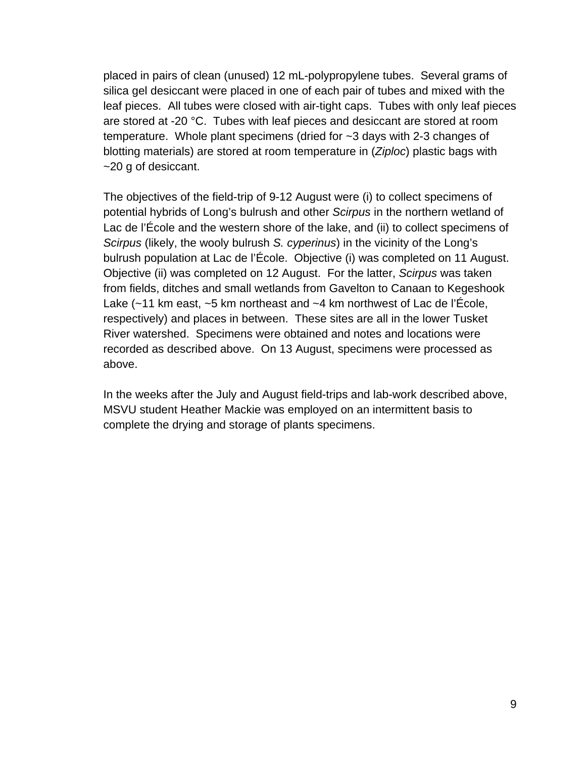placed in pairs of clean (unused) 12 mL-polypropylene tubes. Several grams of silica gel desiccant were placed in one of each pair of tubes and mixed with the leaf pieces. All tubes were closed with air-tight caps. Tubes with only leaf pieces are stored at -20 °C. Tubes with leaf pieces and desiccant are stored at room temperature. Whole plant specimens (dried for ~3 days with 2-3 changes of blotting materials) are stored at room temperature in (*Ziploc*) plastic bags with ~20 g of desiccant.

The objectives of the field-trip of 9-12 August were (i) to collect specimens of potential hybrids of Long's bulrush and other *Scirpus* in the northern wetland of Lac de l'École and the western shore of the lake, and (ii) to collect specimens of *Scirpus* (likely, the wooly bulrush *S. cyperinus*) in the vicinity of the Long's bulrush population at Lac de l'École. Objective (i) was completed on 11 August. Objective (ii) was completed on 12 August. For the latter, *Scirpus* was taken from fields, ditches and small wetlands from Gavelton to Canaan to Kegeshook Lake (~11 km east, ~5 km northeast and ~4 km northwest of Lac de l'École, respectively) and places in between. These sites are all in the lower Tusket River watershed. Specimens were obtained and notes and locations were recorded as described above. On 13 August, specimens were processed as above.

In the weeks after the July and August field-trips and lab-work described above, MSVU student Heather Mackie was employed on an intermittent basis to complete the drying and storage of plants specimens.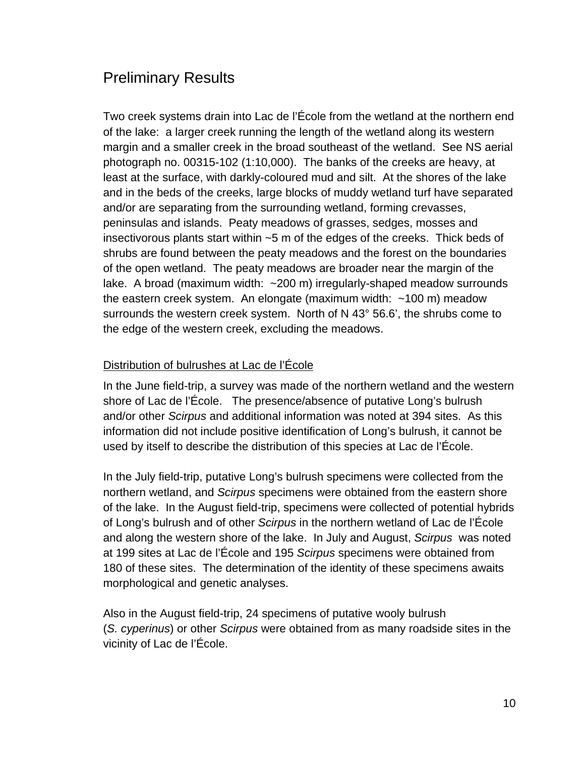## Preliminary Results

Two creek systems drain into Lac de l'École from the wetland at the northern end of the lake: a larger creek running the length of the wetland along its western margin and a smaller creek in the broad southeast of the wetland. See NS aerial photograph no. 00315-102 (1:10,000). The banks of the creeks are heavy, at least at the surface, with darkly-coloured mud and silt. At the shores of the lake and in the beds of the creeks, large blocks of muddy wetland turf have separated and/or are separating from the surrounding wetland, forming crevasses, peninsulas and islands. Peaty meadows of grasses, sedges, mosses and insectivorous plants start within ~5 m of the edges of the creeks. Thick beds of shrubs are found between the peaty meadows and the forest on the boundaries of the open wetland. The peaty meadows are broader near the margin of the lake. A broad (maximum width: ~200 m) irregularly-shaped meadow surrounds the eastern creek system. An elongate (maximum width: ~100 m) meadow surrounds the western creek system. North of N 43° 56.6', the shrubs come to the edge of the western creek, excluding the meadows.

### Distribution of bulrushes at Lac de l'École

In the June field-trip, a survey was made of the northern wetland and the western shore of Lac de l'École. The presence/absence of putative Long's bulrush and/or other *Scirpus* and additional information was noted at 394 sites. As this information did not include positive identification of Long's bulrush, it cannot be used by itself to describe the distribution of this species at Lac de l'École.

In the July field-trip, putative Long's bulrush specimens were collected from the northern wetland, and *Scirpus* specimens were obtained from the eastern shore of the lake. In the August field-trip, specimens were collected of potential hybrids of Long's bulrush and of other *Scirpus* in the northern wetland of Lac de l'École and along the western shore of the lake. In July and August, *Scirpus* was noted at 199 sites at Lac de l'École and 195 *Scirpus* specimens were obtained from 180 of these sites. The determination of the identity of these specimens awaits morphological and genetic analyses.

Also in the August field-trip, 24 specimens of putative wooly bulrush (*S. cyperinus*) or other *Scirpus* were obtained from as many roadside sites in the vicinity of Lac de l'École.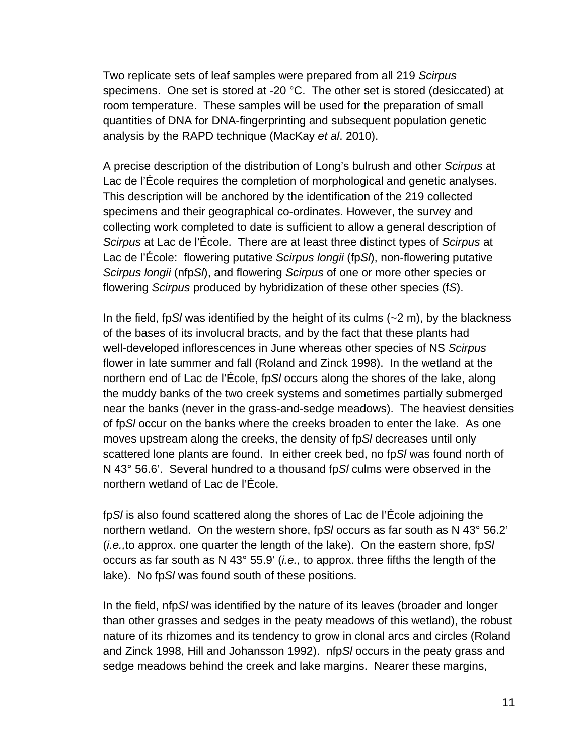Two replicate sets of leaf samples were prepared from all 219 *Scirpus* specimens. One set is stored at -20 °C. The other set is stored (desiccated) at room temperature. These samples will be used for the preparation of small quantities of DNA for DNA-fingerprinting and subsequent population genetic analysis by the RAPD technique (MacKay *et al*. 2010).

A precise description of the distribution of Long's bulrush and other *Scirpus* at Lac de l'École requires the completion of morphological and genetic analyses. This description will be anchored by the identification of the 219 collected specimens and their geographical co-ordinates. However, the survey and collecting work completed to date is sufficient to allow a general description of *Scirpus* at Lac de l'École. There are at least three distinct types of *Scirpus* at Lac de l'École: flowering putative *Scirpus longii* (fp*Sl*), non-flowering putative *Scirpus longii* (nfp*Sl*), and flowering *Scirpus* of one or more other species or flowering *Scirpus* produced by hybridization of these other species (f*S*).

In the field, fp*Sl* was identified by the height of its culms (~2 m), by the blackness of the bases of its involucral bracts, and by the fact that these plants had well-developed inflorescences in June whereas other species of NS *Scirpus* flower in late summer and fall (Roland and Zinck 1998). In the wetland at the northern end of Lac de l'École, fp*Sl* occurs along the shores of the lake, along the muddy banks of the two creek systems and sometimes partially submerged near the banks (never in the grass-and-sedge meadows). The heaviest densities of fp*Sl* occur on the banks where the creeks broaden to enter the lake. As one moves upstream along the creeks, the density of fp*Sl* decreases until only scattered lone plants are found. In either creek bed, no fp*Sl* was found north of N 43° 56.6'. Several hundred to a thousand fp*Sl* culms were observed in the northern wetland of Lac de l'École.

fp*Sl* is also found scattered along the shores of Lac de l'École adjoining the northern wetland. On the western shore, fp*Sl* occurs as far south as N 43° 56.2' (*i.e.,*to approx. one quarter the length of the lake). On the eastern shore, fp*Sl* occurs as far south as N 43° 55.9' (*i.e.,* to approx. three fifths the length of the lake). No fp*Sl* was found south of these positions.

In the field, nfp*Sl* was identified by the nature of its leaves (broader and longer than other grasses and sedges in the peaty meadows of this wetland), the robust nature of its rhizomes and its tendency to grow in clonal arcs and circles (Roland and Zinck 1998, Hill and Johansson 1992). nfp*Sl* occurs in the peaty grass and sedge meadows behind the creek and lake margins. Nearer these margins,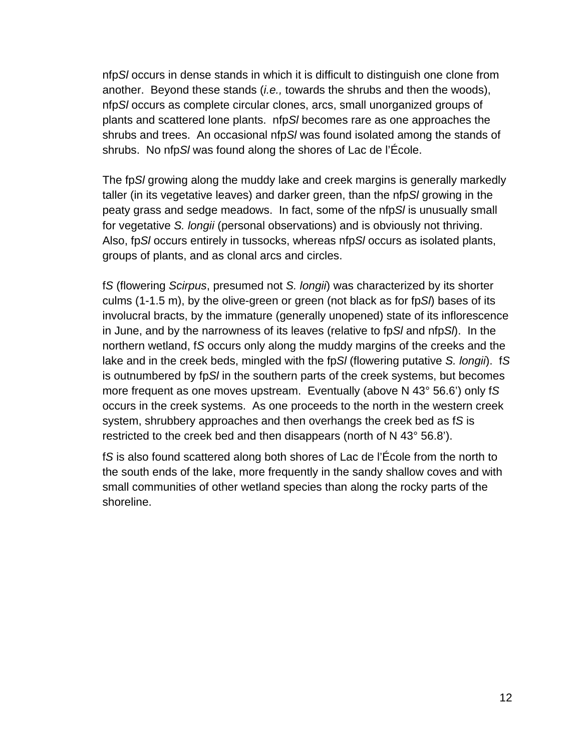nfp*Sl* occurs in dense stands in which it is difficult to distinguish one clone from another.  Beyond these stands (*i.e.,* towards the shrubs and then the woods), nfp*Sl* occurs as complete circular clones, arcs, small unorganized groups of plants and scattered lone plants.  nfp*Sl* becomes rare as one approaches the shrubs and trees.  An occasional nfp*Sl* was found isolated among the stands of shrubs.  No nfp*Sl* was found along the shores of Lac de l'École.

The fp*Sl* growing along the muddy lake and creek margins is generally markedly taller (in its vegetative leaves) and darker green, than the nfp*Sl* growing in the peaty grass and sedge meadows.  In fact, some of the nfp*Sl* is unusually small for vegetative *S. longii* (personal observations) and is obviously not thriving.  Also, fp*Sl* occurs entirely in tussocks, whereas nfp*Sl* occurs as isolated plants, groups of plants, and as clonal arcs and circles.

f*S* (flowering *Scirpus*, presumed not *S. longii*) was characterized by its shorter culms (1-1.5 m), by the olive-green or green (not black as for fp*Sl*) bases of its involucral bracts, by the immature (generally unopened) state of its inflorescence in June, and by the narrowness of its leaves (relative to fp*Sl* and nfp*Sl*).  In the northern wetland, f*S* occurs only along the muddy margins of the creeks and the lake and in the creek beds, mingled with the fp*Sl* (flowering putative *S. longii*).  f*S* is outnumbered by fp*Sl* in the southern parts of the creek systems, but becomes more frequent as one moves upstream.  Eventually (above N 43° 56.6') only f*S* occurs in the creek systems.  As one proceeds to the north in the western creek system, shrubbery approaches and then overhangs the creek bed as f*S* is restricted to the creek bed and then disappears (north of N 43° 56.8').

f*S* is also found scattered along both shores of Lac de l'École from the north to the south ends of the lake, more frequently in the sandy shallow coves and with small communities of other wetland species than along the rocky parts of the shoreline.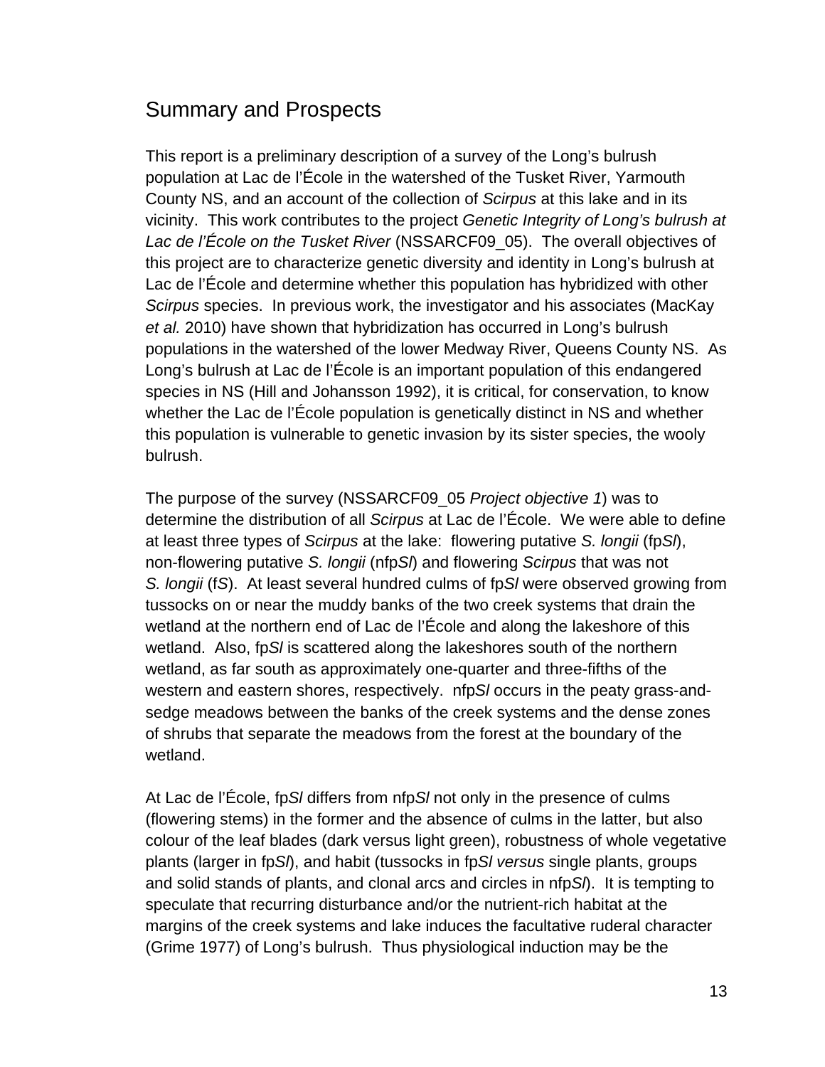## Summary and Prospects

This report is a preliminary description of a survey of the Long's bulrush population at Lac de l'École in the watershed of the Tusket River, Yarmouth County NS, and an account of the collection of *Scirpus* at this lake and in its vicinity. This work contributes to the project *Genetic Integrity of Long's bulrush at Lac de l'École on the Tusket River* (NSSARCF09_05). The overall objectives of this project are to characterize genetic diversity and identity in Long's bulrush at Lac de l'École and determine whether this population has hybridized with other *Scirpus* species. In previous work, the investigator and his associates (MacKay *et al.* 2010) have shown that hybridization has occurred in Long's bulrush populations in the watershed of the lower Medway River, Queens County NS. As Long's bulrush at Lac de l'École is an important population of this endangered species in NS (Hill and Johansson 1992), it is critical, for conservation, to know whether the Lac de l'École population is genetically distinct in NS and whether this population is vulnerable to genetic invasion by its sister species, the wooly bulrush.

The purpose of the survey (NSSARCF09_05 *Project objective 1*) was to determine the distribution of all *Scirpus* at Lac de l'École. We were able to define at least three types of *Scirpus* at the lake: flowering putative *S. longii* (fp*Sl*), non-flowering putative *S. longii* (nfp*Sl*) and flowering *Scirpus* that was not *S. longii* (f*S*). At least several hundred culms of fp*Sl* were observed growing from tussocks on or near the muddy banks of the two creek systems that drain the wetland at the northern end of Lac de l'École and along the lakeshore of this wetland. Also, fp*Sl* is scattered along the lakeshores south of the northern wetland, as far south as approximately one-quarter and three-fifths of the western and eastern shores, respectively. nfp*Sl* occurs in the peaty grass-and-sedge meadows between the banks of the creek systems and the dense zones of shrubs that separate the meadows from the forest at the boundary of the wetland.

At Lac de l'École, fp*Sl* differs from nfp*Sl* not only in the presence of culms (flowering stems) in the former and the absence of culms in the latter, but also colour of the leaf blades (dark versus light green), robustness of whole vegetative plants (larger in fp*Sl*), and habit (tussocks in fp*Sl* *versus* single plants, groups and solid stands of plants, and clonal arcs and circles in nfp*Sl*). It is tempting to speculate that recurring disturbance and/or the nutrient-rich habitat at the margins of the creek systems and lake induces the facultative ruderal character (Grime 1977) of Long's bulrush. Thus physiological induction may be the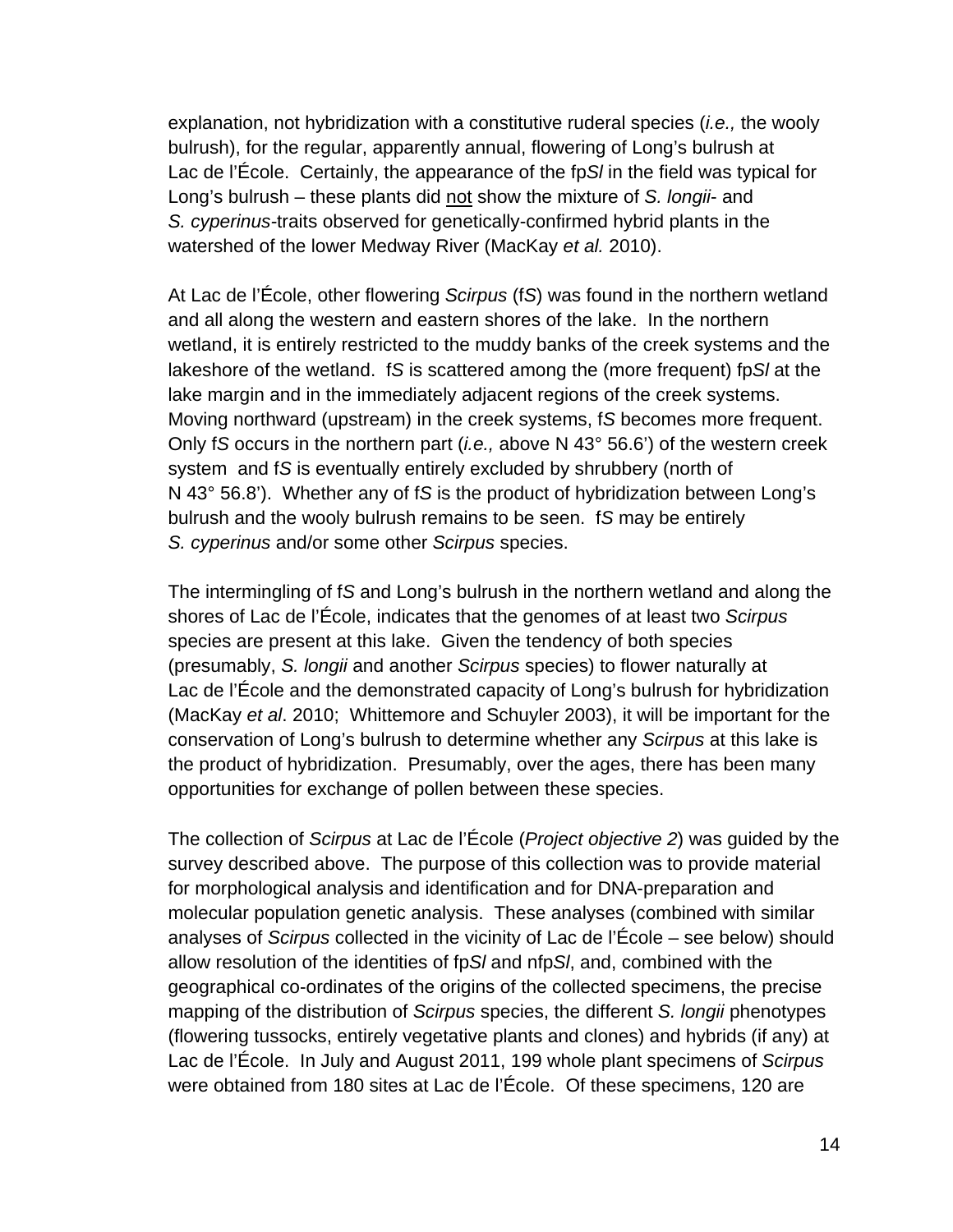explanation, not hybridization with a constitutive ruderal species (*i.e.,* the wooly bulrush), for the regular, apparently annual, flowering of Long's bulrush at Lac de l'École. Certainly, the appearance of the fp*Sl* in the field was typical for Long's bulrush – these plants did not show the mixture of *S. longii*- and *S. cyperinus*-traits observed for genetically-confirmed hybrid plants in the watershed of the lower Medway River (MacKay *et al.* 2010).

At Lac de l'École, other flowering *Scirpus* (f*S*) was found in the northern wetland and all along the western and eastern shores of the lake. In the northern wetland, it is entirely restricted to the muddy banks of the creek systems and the lakeshore of the wetland. f*S* is scattered among the (more frequent) fp*Sl* at the lake margin and in the immediately adjacent regions of the creek systems. Moving northward (upstream) in the creek systems, f*S* becomes more frequent. Only f*S* occurs in the northern part (*i.e.,* above N 43° 56.6') of the western creek system and f*S* is eventually entirely excluded by shrubbery (north of N 43° 56.8'). Whether any of f*S* is the product of hybridization between Long's bulrush and the wooly bulrush remains to be seen. f*S* may be entirely *S. cyperinus* and/or some other *Scirpus* species.

The intermingling of f*S* and Long's bulrush in the northern wetland and along the shores of Lac de l'École, indicates that the genomes of at least two *Scirpus* species are present at this lake. Given the tendency of both species (presumably, *S. longii* and another *Scirpus* species) to flower naturally at Lac de l'École and the demonstrated capacity of Long's bulrush for hybridization (MacKay *et al*. 2010; Whittemore and Schuyler 2003), it will be important for the conservation of Long's bulrush to determine whether any *Scirpus* at this lake is the product of hybridization. Presumably, over the ages, there has been many opportunities for exchange of pollen between these species.

The collection of *Scirpus* at Lac de l'École (*Project objective 2*) was guided by the survey described above. The purpose of this collection was to provide material for morphological analysis and identification and for DNA-preparation and molecular population genetic analysis. These analyses (combined with similar analyses of *Scirpus* collected in the vicinity of Lac de l'École – see below) should allow resolution of the identities of fp*Sl* and nfp*Sl*, and, combined with the geographical co-ordinates of the origins of the collected specimens, the precise mapping of the distribution of *Scirpus* species, the different *S. longii* phenotypes (flowering tussocks, entirely vegetative plants and clones) and hybrids (if any) at Lac de l'École. In July and August 2011, 199 whole plant specimens of *Scirpus* were obtained from 180 sites at Lac de l'École. Of these specimens, 120 are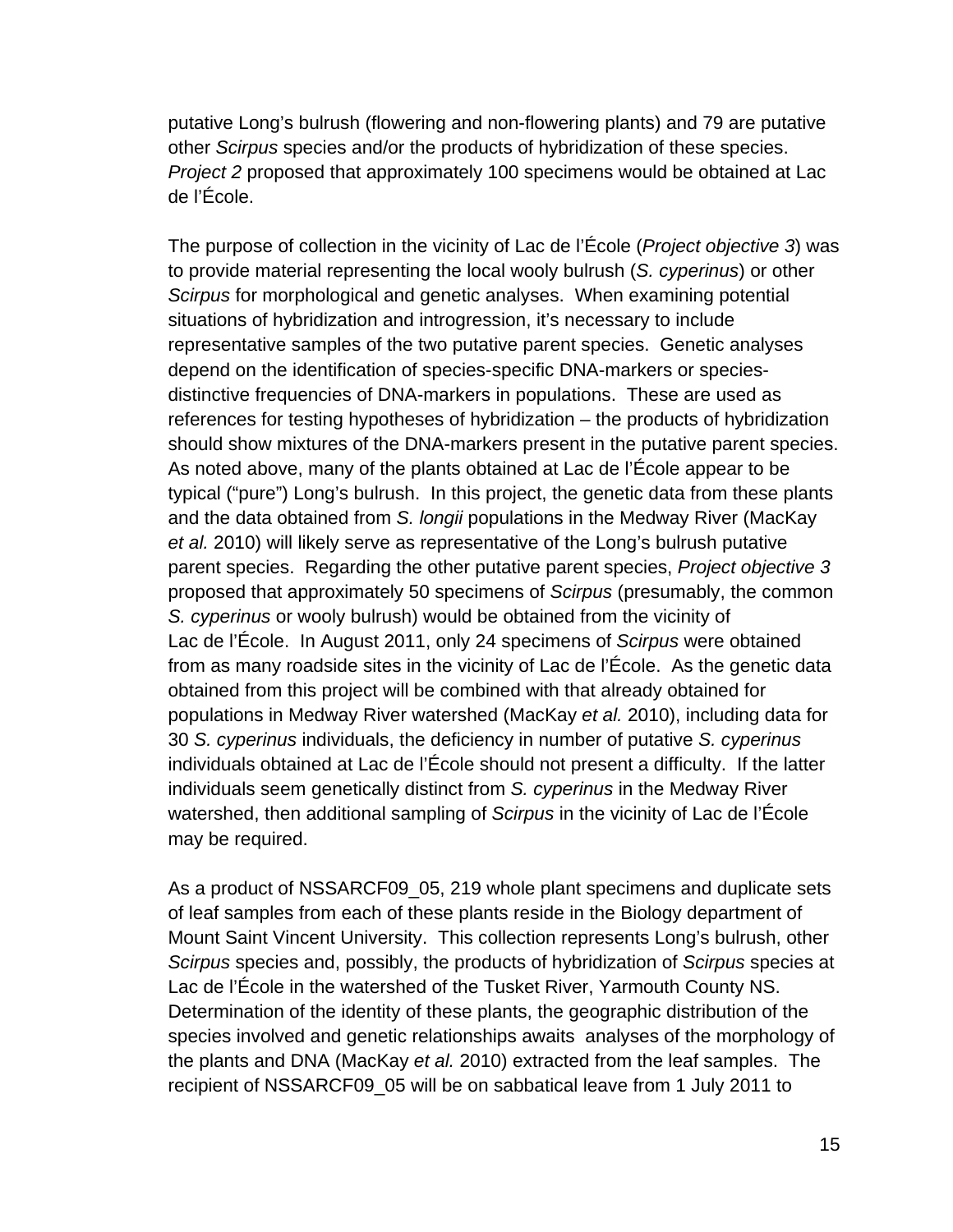putative Long’s bulrush (flowering and non-flowering plants) and 79 are putative other *Scirpus* species and/or the products of hybridization of these species. *Project 2* proposed that approximately 100 specimens would be obtained at Lac de l’École.

The purpose of collection in the vicinity of Lac de l’École (*Project objective 3*) was to provide material representing the local wooly bulrush (*S. cyperinus*) or other *Scirpus* for morphological and genetic analyses. When examining potential situations of hybridization and introgression, it’s necessary to include representative samples of the two putative parent species. Genetic analyses depend on the identification of species-specific DNA-markers or species-distinctive frequencies of DNA-markers in populations. These are used as references for testing hypotheses of hybridization – the products of hybridization should show mixtures of the DNA-markers present in the putative parent species. As noted above, many of the plants obtained at Lac de l’École appear to be typical (“pure”) Long’s bulrush. In this project, the genetic data from these plants and the data obtained from *S. longii* populations in the Medway River (MacKay *et al.* 2010) will likely serve as representative of the Long’s bulrush putative parent species. Regarding the other putative parent species, *Project objective 3* proposed that approximately 50 specimens of *Scirpus* (presumably, the common *S. cyperinus* or wooly bulrush) would be obtained from the vicinity of Lac de l’École. In August 2011, only 24 specimens of *Scirpus* were obtained from as many roadside sites in the vicinity of Lac de l’École. As the genetic data obtained from this project will be combined with that already obtained for populations in Medway River watershed (MacKay *et al.* 2010), including data for 30 *S. cyperinus* individuals, the deficiency in number of putative *S. cyperinus* individuals obtained at Lac de l’École should not present a difficulty. If the latter individuals seem genetically distinct from *S. cyperinus* in the Medway River watershed, then additional sampling of *Scirpus* in the vicinity of Lac de l’École may be required.

As a product of NSSARCF09_05, 219 whole plant specimens and duplicate sets of leaf samples from each of these plants reside in the Biology department of Mount Saint Vincent University. This collection represents Long’s bulrush, other *Scirpus* species and, possibly, the products of hybridization of *Scirpus* species at Lac de l’École in the watershed of the Tusket River, Yarmouth County NS. Determination of the identity of these plants, the geographic distribution of the species involved and genetic relationships awaits analyses of the morphology of the plants and DNA (MacKay *et al.* 2010) extracted from the leaf samples. The recipient of NSSARCF09_05 will be on sabbatical leave from 1 July 2011 to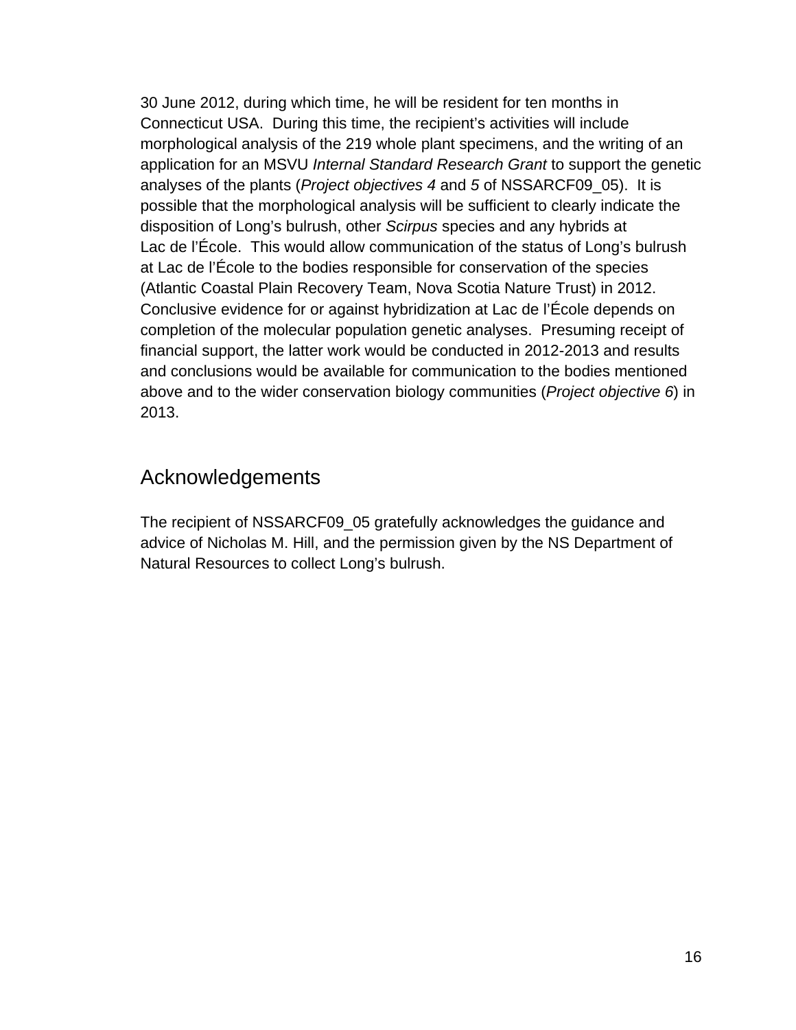30 June 2012, during which time, he will be resident for ten months in Connecticut USA. During this time, the recipient's activities will include morphological analysis of the 219 whole plant specimens, and the writing of an application for an MSVU *Internal Standard Research Grant* to support the genetic analyses of the plants (*Project objectives 4* and *5* of NSSARCF09_05). It is possible that the morphological analysis will be sufficient to clearly indicate the disposition of Long's bulrush, other *Scirpus* species and any hybrids at Lac de l'École. This would allow communication of the status of Long's bulrush at Lac de l'École to the bodies responsible for conservation of the species (Atlantic Coastal Plain Recovery Team, Nova Scotia Nature Trust) in 2012. Conclusive evidence for or against hybridization at Lac de l'École depends on completion of the molecular population genetic analyses. Presuming receipt of financial support, the latter work would be conducted in 2012-2013 and results and conclusions would be available for communication to the bodies mentioned above and to the wider conservation biology communities (*Project objective 6*) in 2013.

## Acknowledgements

The recipient of NSSARCF09_05 gratefully acknowledges the guidance and advice of Nicholas M. Hill, and the permission given by the NS Department of Natural Resources to collect Long's bulrush.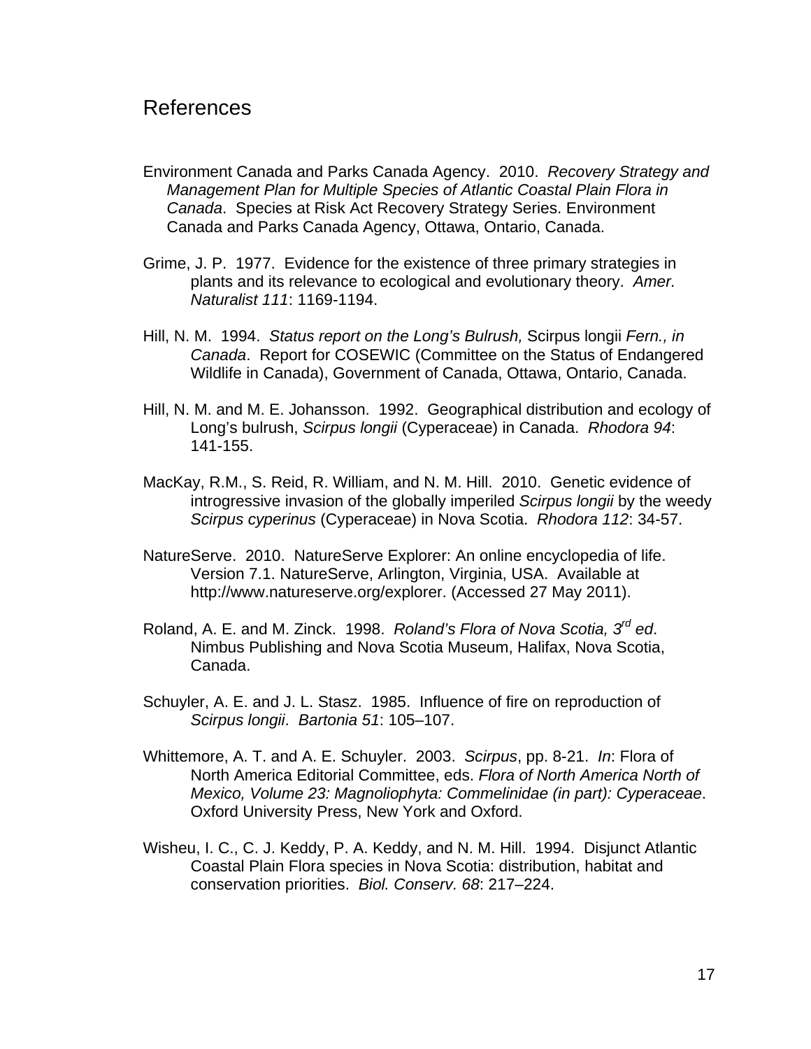# References

Environment Canada and Parks Canada Agency. 2010. *Recovery Strategy and Management Plan for Multiple Species of Atlantic Coastal Plain Flora in Canada*. Species at Risk Act Recovery Strategy Series. Environment Canada and Parks Canada Agency, Ottawa, Ontario, Canada.

Grime, J. P. 1977. Evidence for the existence of three primary strategies in plants and its relevance to ecological and evolutionary theory. *Amer. Naturalist 111*: 1169-1194.

Hill, N. M. 1994. *Status report on the Long's Bulrush,* Scirpus longii *Fern., in Canada*. Report for COSEWIC (Committee on the Status of Endangered Wildlife in Canada), Government of Canada, Ottawa, Ontario, Canada.

Hill, N. M. and M. E. Johansson. 1992. Geographical distribution and ecology of Long's bulrush, *Scirpus longii* (Cyperaceae) in Canada. *Rhodora 94*: 141-155.

MacKay, R.M., S. Reid, R. William, and N. M. Hill. 2010. Genetic evidence of introgressive invasion of the globally imperiled *Scirpus longii* by the weedy *Scirpus cyperinus* (Cyperaceae) in Nova Scotia. *Rhodora 112*: 34-57.

NatureServe. 2010. NatureServe Explorer: An online encyclopedia of life. Version 7.1. NatureServe, Arlington, Virginia, USA. Available at http://www.natureserve.org/explorer. (Accessed 27 May 2011).

Roland, A. E. and M. Zinck. 1998. *Roland's Flora of Nova Scotia, 3rd ed*. Nimbus Publishing and Nova Scotia Museum, Halifax, Nova Scotia, Canada.

Schuyler, A. E. and J. L. Stasz. 1985. Influence of fire on reproduction of *Scirpus longii*. *Bartonia 51*: 105–107.

Whittemore, A. T. and A. E. Schuyler. 2003. *Scirpus*, pp. 8-21. *In*: Flora of North America Editorial Committee, eds. *Flora of North America North of Mexico, Volume 23: Magnoliophyta: Commelinidae (in part): Cyperaceae*. Oxford University Press, New York and Oxford.

Wisheu, I. C., C. J. Keddy, P. A. Keddy, and N. M. Hill. 1994. Disjunct Atlantic Coastal Plain Flora species in Nova Scotia: distribution, habitat and conservation priorities. *Biol. Conserv. 68*: 217–224.